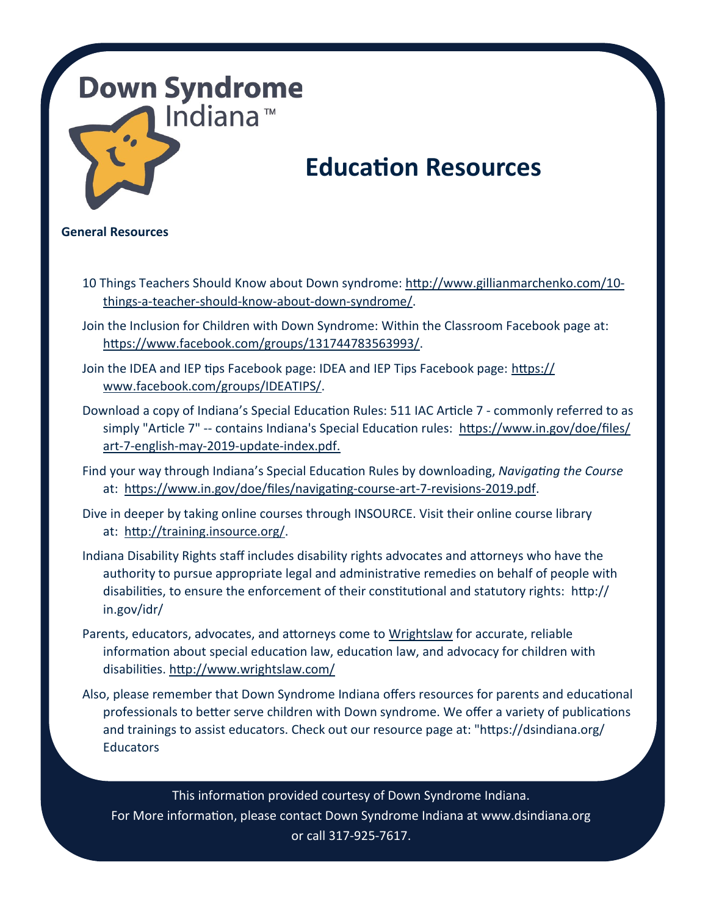**Down Syndrome**
Indiana™

# Education Resources

**General Resources**

10 Things Teachers Should Know about Down syndrome: http://www.gillianmarchenko.com/10-things-a-teacher-should-know-about-down-syndrome/.

Join the Inclusion for Children with Down Syndrome: Within the Classroom Facebook page at: https://www.facebook.com/groups/131744783563993/.

Join the IDEA and IEP tips Facebook page: IDEA and IEP Tips Facebook page: https://www.facebook.com/groups/IDEATIPS/.

Download a copy of Indiana's Special Education Rules: 511 IAC Article 7 - commonly referred to as simply "Article 7" -- contains Indiana's Special Education rules: https://www.in.gov/doe/files/art-7-english-may-2019-update-index.pdf.

Find your way through Indiana's Special Education Rules by downloading, *Navigating the Course* at: https://www.in.gov/doe/files/navigating-course-art-7-revisions-2019.pdf.

Dive in deeper by taking online courses through INSOURCE. Visit their online course library at: http://training.insource.org/.

Indiana Disability Rights staff includes disability rights advocates and attorneys who have the authority to pursue appropriate legal and administrative remedies on behalf of people with disabilities, to ensure the enforcement of their constitutional and statutory rights: http://in.gov/idr/

Parents, educators, advocates, and attorneys come to Wrightslaw for accurate, reliable information about special education law, education law, and advocacy for children with disabilities. http://www.wrightslaw.com/

Also, please remember that Down Syndrome Indiana offers resources for parents and educational professionals to better serve children with Down syndrome. We offer a variety of publications and trainings to assist educators. Check out our resource page at: "https://dsindiana.org/Educators

This information provided courtesy of Down Syndrome Indiana.
For More information, please contact Down Syndrome Indiana at www.dsindiana.org or call 317-925-7617.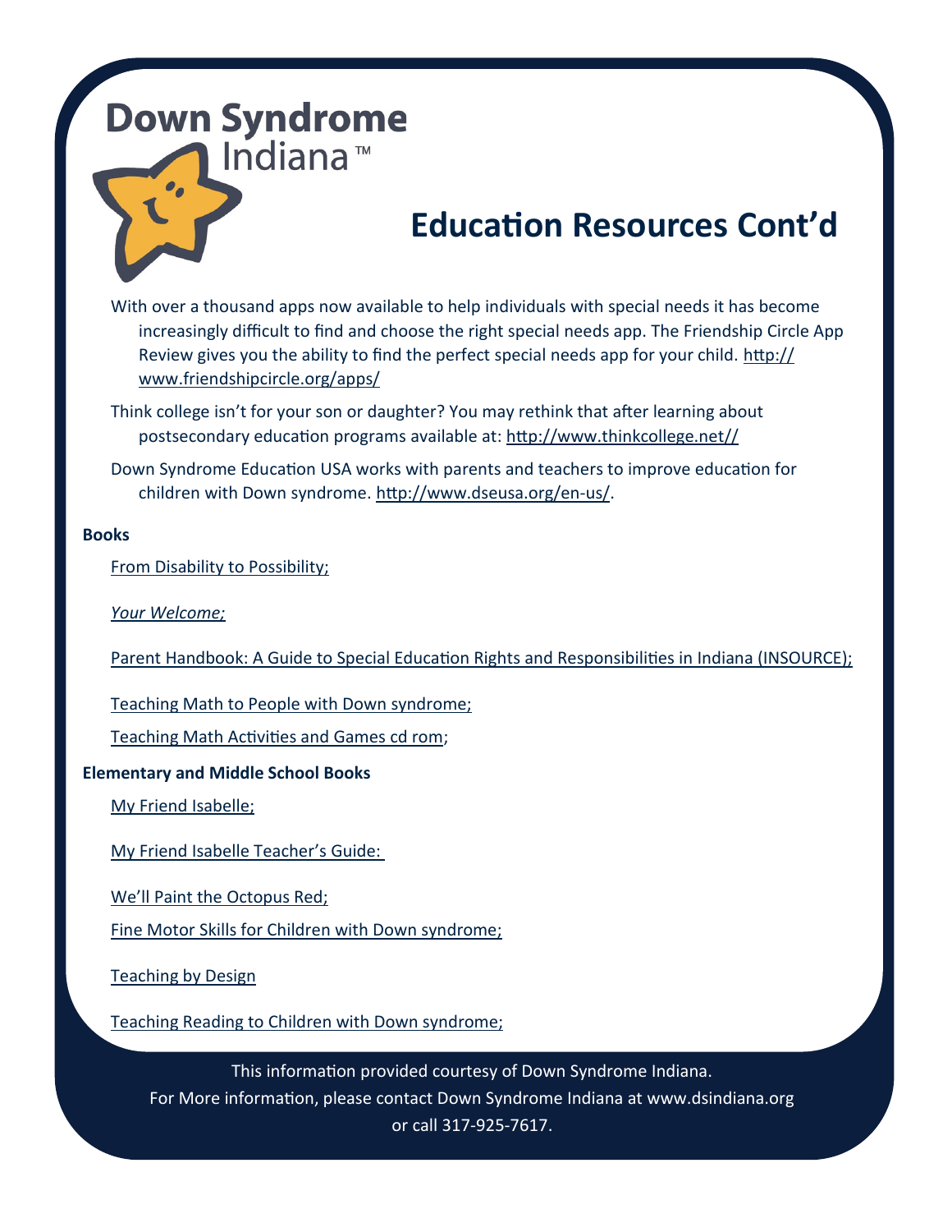Down Syndrome Indiana™

# Education Resources Cont'd

With over a thousand apps now available to help individuals with special needs it has become increasingly difficult to find and choose the right special needs app. The Friendship Circle App Review gives you the ability to find the perfect special needs app for your child. http://www.friendshipcircle.org/apps/

Think college isn't for your son or daughter? You may rethink that after learning about postsecondary education programs available at: http://www.thinkcollege.net//

Down Syndrome Education USA works with parents and teachers to improve education for children with Down syndrome. http://www.dseusa.org/en-us/.

**Books**

From Disability to Possibility;

*Your Welcome;*

Parent Handbook: A Guide to Special Education Rights and Responsibilities in Indiana (INSOURCE);

Teaching Math to People with Down syndrome;

Teaching Math Activities and Games cd rom;

**Elementary and Middle School Books**

My Friend Isabelle;

My Friend Isabelle Teacher's Guide:

We'll Paint the Octopus Red;

Fine Motor Skills for Children with Down syndrome;

Teaching by Design

Teaching Reading to Children with Down syndrome;

This information provided courtesy of Down Syndrome Indiana.
For More information, please contact Down Syndrome Indiana at www.dsindiana.org or call 317-925-7617.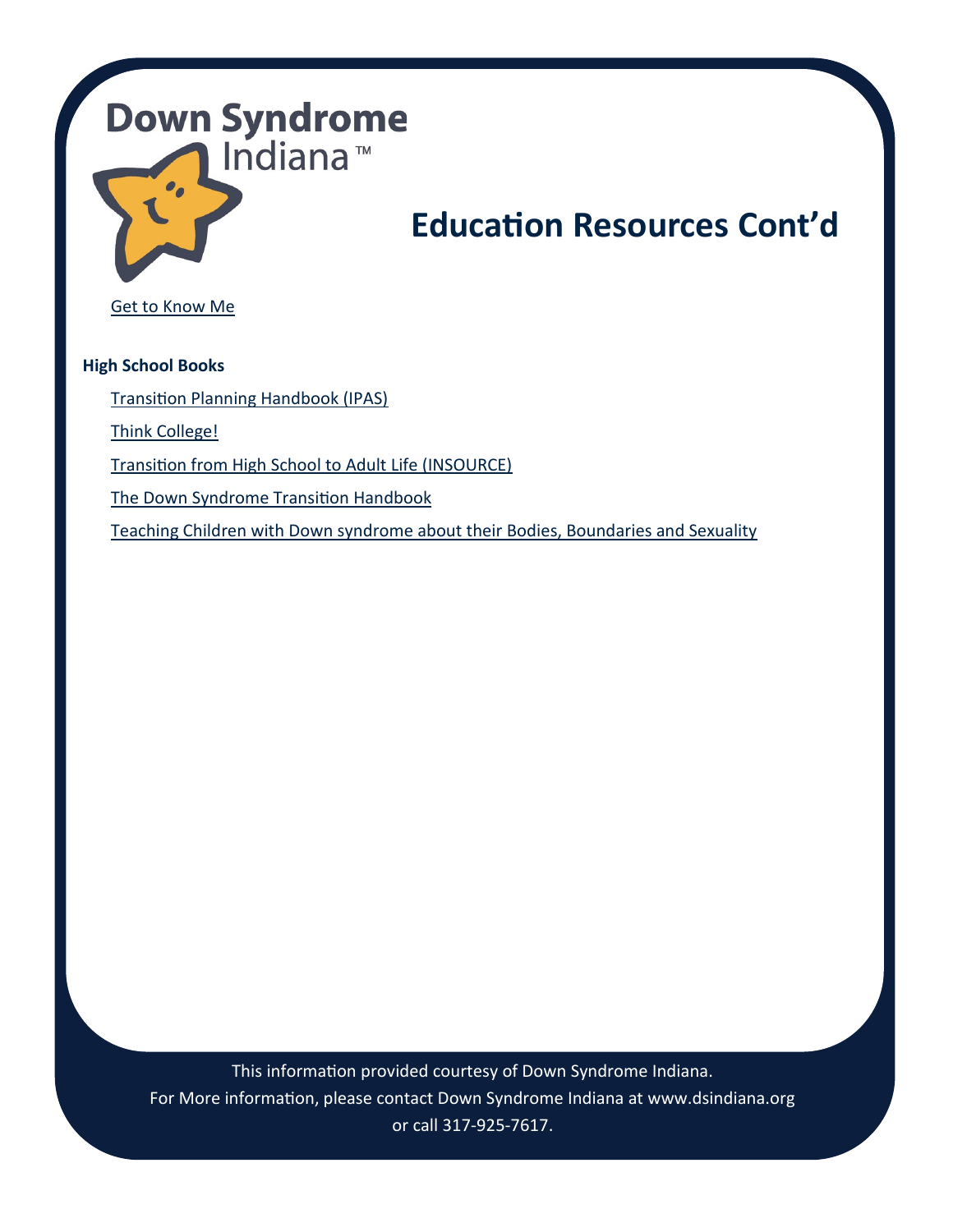Down Syndrome Indiana™

# Education Resources Cont'd

Get to Know Me

**High School Books**

Transition Planning Handbook (IPAS)

Think College!

Transition from High School to Adult Life (INSOURCE)

The Down Syndrome Transition Handbook

Teaching Children with Down syndrome about their Bodies, Boundaries and Sexuality

This information provided courtesy of Down Syndrome Indiana.
For More information, please contact Down Syndrome Indiana at www.dsindiana.org
or call 317-925-7617.